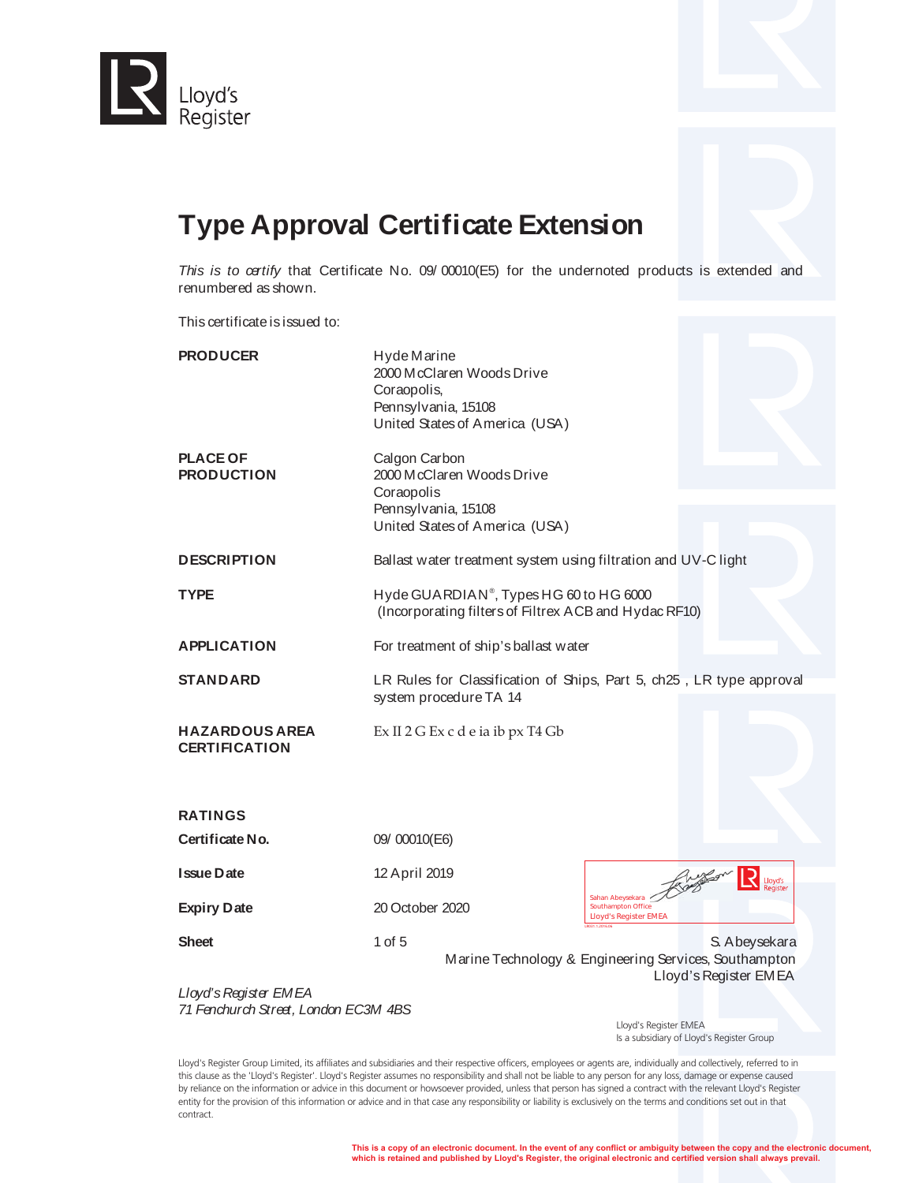Lloyd's Register

# Type Approval Certificate Extension

*This is to certify* that Certificate No. 09/00010(E5) for the undernoted products is extended and renumbered as shown.

This certificate is issued to:

| | |
|---|---|
| **PRODUCER** | Hyde Marine<br>2000 McClaren Woods Drive<br>Coraopolis,<br>Pennsylvania, 15108<br>United States of America (USA) |
| **PLACE OF PRODUCTION** | Calgon Carbon<br>2000 McClaren Woods Drive<br>Coraopolis<br>Pennsylvania, 15108<br>United States of America (USA) |
| **DESCRIPTION** | Ballast water treatment system using filtration and UV-C light |
| **TYPE** | Hyde GUARDIAN®, Types HG 60 to HG 6000<br>(Incorporating filters of Filtrex ACB and Hydac RF10) |
| **APPLICATION** | For treatment of ship's ballast water |
| **STANDARD** | LR Rules for Classification of Ships, Part 5, ch25 , LR type approval system procedure TA 14 |
| **HAZARDOUS AREA CERTIFICATION** | Ex II 2 G Ex c d e ia ib px T4 Gb |

**RATINGS**

| | |
|---|---|
| **Certificate No.** | 09/00010(E6) |
| **Issue Date** | 12 April 2019 |
| **Expiry Date** | 20 October 2020 |
| **Sheet** | 1 of 5 |

Sahan Abeysekara
Southampton Office
Lloyd's Register EMEA

S. Abeysekara
Marine Technology & Engineering Services, Southampton
Lloyd's Register EMEA

*Lloyd's Register EMEA*
*71 Fenchurch Street, London EC3M 4BS*

Lloyd's Register EMEA
Is a subsidiary of Lloyd's Register Group

Lloyd's Register Group Limited, its affiliates and subsidiaries and their respective officers, employees or agents are, individually and collectively, referred to in this clause as the 'Lloyd's Register'. Lloyd's Register assumes no responsibility and shall not be liable to any person for any loss, damage or expense caused by reliance on the information or advice in this document or howsoever provided, unless that person has signed a contract with the relevant Lloyd's Register entity for the provision of this information or advice and in that case any responsibility or liability is exclusively on the terms and conditions set out in that contract.

**This is a copy of an electronic document. In the event of any conflict or ambiguity between the copy and the electronic document, which is retained and published by Lloyd's Register, the original electronic and certified version shall always prevail.**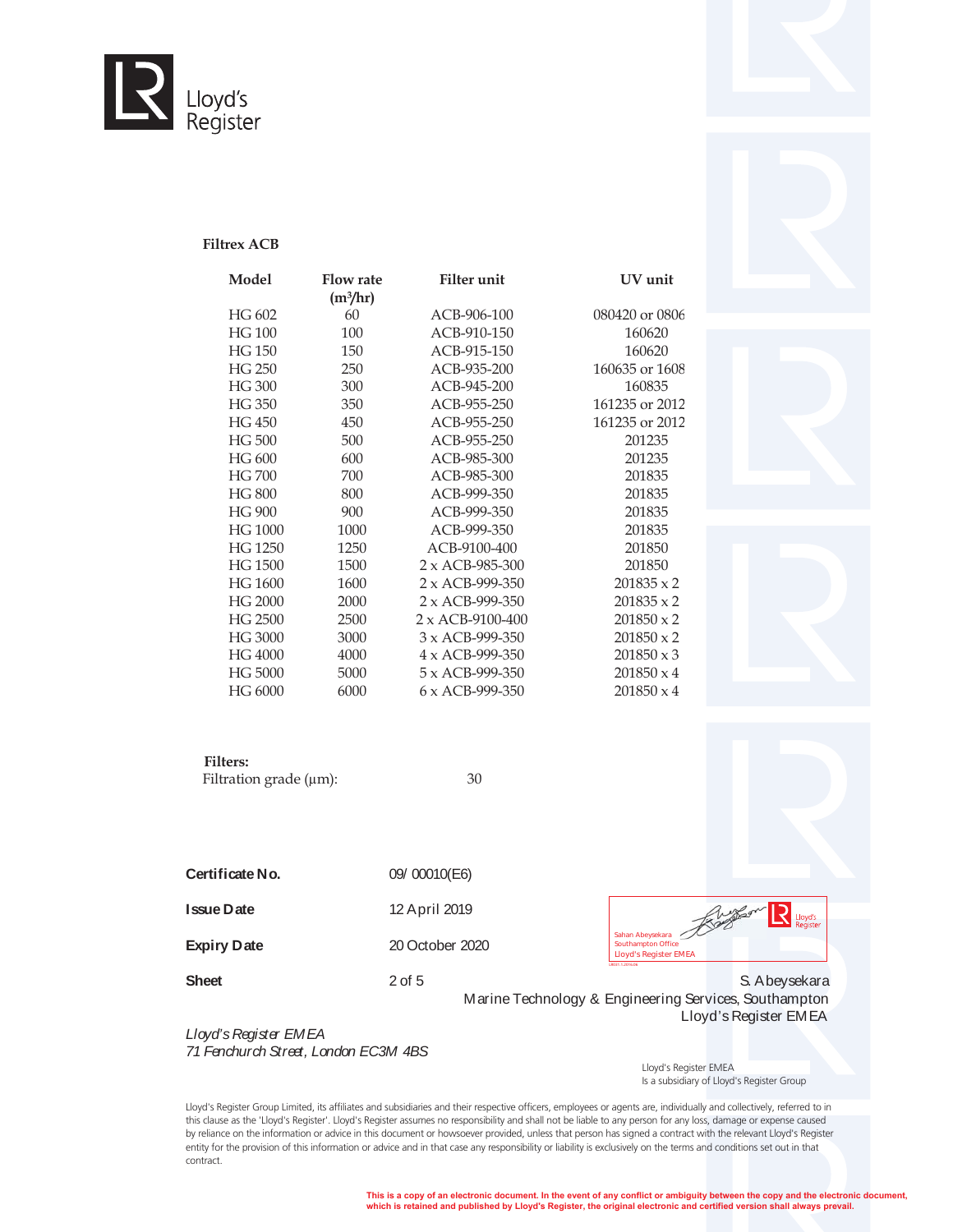**Filtrex ACB**

| Model | Flow rate ($m^3$/hr) | Filter unit | UV unit |
|---|---|---|---|
| HG 602 | 60 | ACB-906-100 | 080420 or 0806 |
| HG 100 | 100 | ACB-910-150 | 160620 |
| HG 150 | 150 | ACB-915-150 | 160620 |
| HG 250 | 250 | ACB-935-200 | 160635 or 1608 |
| HG 300 | 300 | ACB-945-200 | 160835 |
| HG 350 | 350 | ACB-955-250 | 161235 or 2012 |
| HG 450 | 450 | ACB-955-250 | 161235 or 2012 |
| HG 500 | 500 | ACB-955-250 | 201235 |
| HG 600 | 600 | ACB-985-300 | 201235 |
| HG 700 | 700 | ACB-985-300 | 201835 |
| HG 800 | 800 | ACB-999-350 | 201835 |
| HG 900 | 900 | ACB-999-350 | 201835 |
| HG 1000 | 1000 | ACB-999-350 | 201835 |
| HG 1250 | 1250 | ACB-9100-400 | 201850 |
| HG 1500 | 1500 | 2 x ACB-985-300 | 201850 |
| HG 1600 | 1600 | 2 x ACB-999-350 | 201835 x 2 |
| HG 2000 | 2000 | 2 x ACB-999-350 | 201835 x 2 |
| HG 2500 | 2500 | 2 x ACB-9100-400 | 201850 x 2 |
| HG 3000 | 3000 | 3 x ACB-999-350 | 201850 x 2 |
| HG 4000 | 4000 | 4 x ACB-999-350 | 201850 x 3 |
| HG 5000 | 5000 | 5 x ACB-999-350 | 201850 x 4 |
| HG 6000 | 6000 | 6 x ACB-999-350 | 201850 x 4 |

**Filters:**

Filtration grade (µm): 30

| | |
|---|---|
| **Certificate No.** | 09/ 00010(E6) |
| **Issue Date** | 12 April 2019 |
| **Expiry Date** | 20 October 2020 |
| **Sheet** | 2 of 5 |

Sahan Abeysekara
Southampton Office
Lloyd's Register EMEA

S. Abeysekara
Marine Technology & Engineering Services, Southampton
Lloyd's Register EMEA

*Lloyd's Register EMEA*
*71 Fenchurch Street, London EC3M 4BS*

Lloyd's Register EMEA
Is a subsidiary of Lloyd's Register Group

Lloyd's Register Group Limited, its affiliates and subsidiaries and their respective officers, employees or agents are, individually and collectively, referred to in this clause as the 'Lloyd's Register'. Lloyd's Register assumes no responsibility and shall not be liable to any person for any loss, damage or expense caused by reliance on the information or advice in this document or howsoever provided, unless that person has signed a contract with the relevant Lloyd's Register entity for the provision of this information or advice and in that case any responsibility or liability is exclusively on the terms and conditions set out in that contract.

**This is a copy of an electronic document. In the event of any conflict or ambiguity between the copy and the electronic document, which is retained and published by Lloyd's Register, the original electronic and certified version shall always prevail.**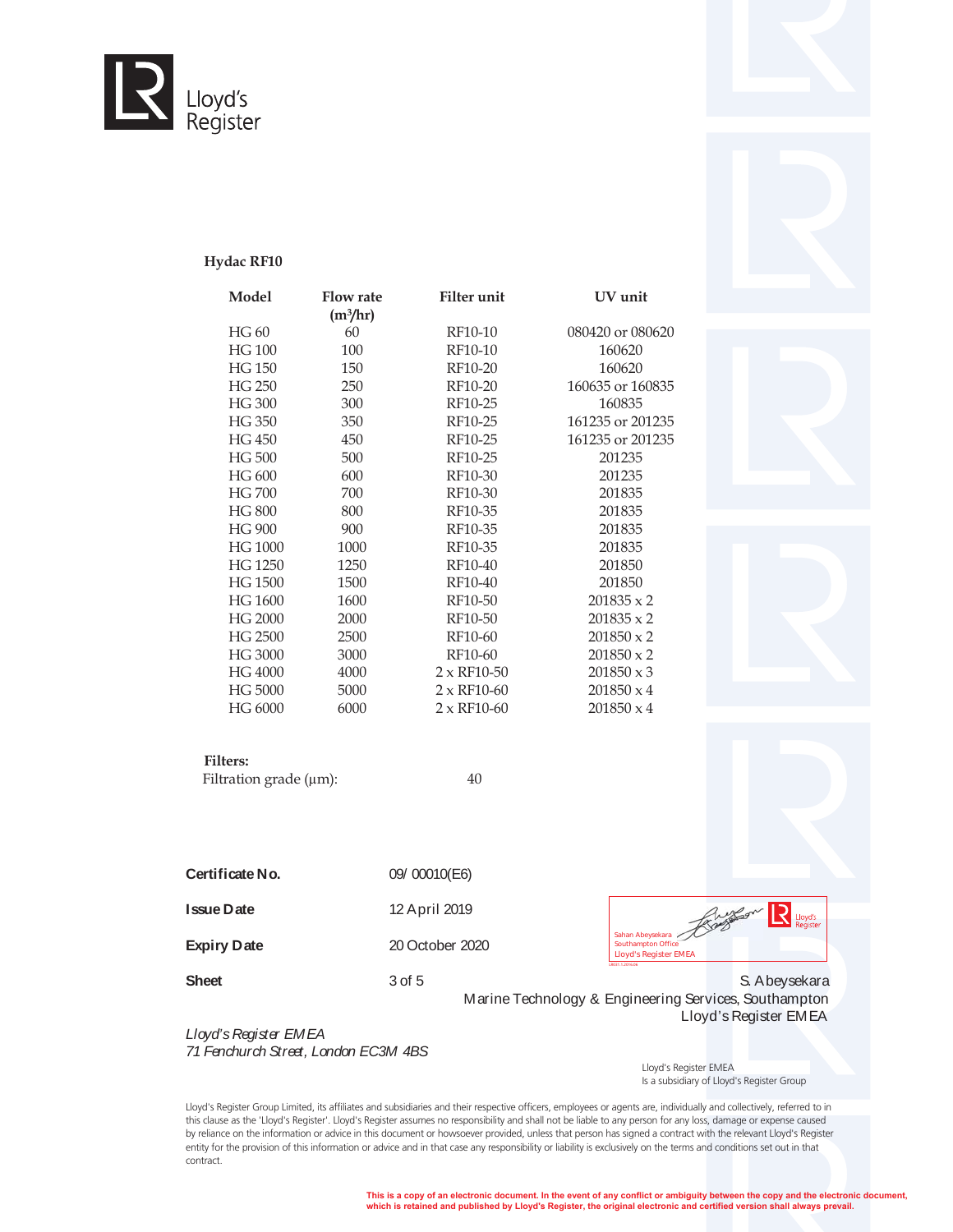### Hydac RF10

| Model | Flow rate ($m^3$/hr) | Filter unit | UV unit |
|---|---|---|---|
| HG 60 | 60 | RF10-10 | 080420 or 080620 |
| HG 100 | 100 | RF10-10 | 160620 |
| HG 150 | 150 | RF10-20 | 160620 |
| HG 250 | 250 | RF10-20 | 160635 or 160835 |
| HG 300 | 300 | RF10-25 | 160835 |
| HG 350 | 350 | RF10-25 | 161235 or 201235 |
| HG 450 | 450 | RF10-25 | 161235 or 201235 |
| HG 500 | 500 | RF10-25 | 201235 |
| HG 600 | 600 | RF10-30 | 201235 |
| HG 700 | 700 | RF10-30 | 201835 |
| HG 800 | 800 | RF10-35 | 201835 |
| HG 900 | 900 | RF10-35 | 201835 |
| HG 1000 | 1000 | RF10-35 | 201835 |
| HG 1250 | 1250 | RF10-40 | 201850 |
| HG 1500 | 1500 | RF10-40 | 201850 |
| HG 1600 | 1600 | RF10-50 | 201835 x 2 |
| HG 2000 | 2000 | RF10-50 | 201835 x 2 |
| HG 2500 | 2500 | RF10-60 | 201850 x 2 |
| HG 3000 | 3000 | RF10-60 | 201850 x 2 |
| HG 4000 | 4000 | 2 x RF10-50 | 201850 x 3 |
| HG 5000 | 5000 | 2 x RF10-60 | 201850 x 4 |
| HG 6000 | 6000 | 2 x RF10-60 | 201850 x 4 |

**Filters:**

Filtration grade (µm): 40

**Certificate No.** 09/ 00010(E6)

**Issue Date** 12 April 2019

**Expiry Date** 20 October 2020

**Sheet** 3 of 5

Sahan Abeysekara
Southampton Office
Lloyd's Register EMEA

S. Abeysekara
Marine Technology & Engineering Services, Southampton
Lloyd's Register EMEA

*Lloyd's Register EMEA*
*71 Fenchurch Street, London EC3M 4BS*

Lloyd's Register EMEA
Is a subsidiary of Lloyd's Register Group

Lloyd's Register Group Limited, its affiliates and subsidiaries and their respective officers, employees or agents are, individually and collectively, referred to in this clause as the 'Lloyd's Register'. Lloyd's Register assumes no responsibility and shall not be liable to any person for any loss, damage or expense caused by reliance on the information or advice in this document or howsoever provided, unless that person has signed a contract with the relevant Lloyd's Register entity for the provision of this information or advice and in that case any responsibility or liability is exclusively on the terms and conditions set out in that contract.

**This is a copy of an electronic document. In the event of any conflict or ambiguity between the copy and the electronic document, which is retained and published by Lloyd's Register, the original electronic and certified version shall always prevail.**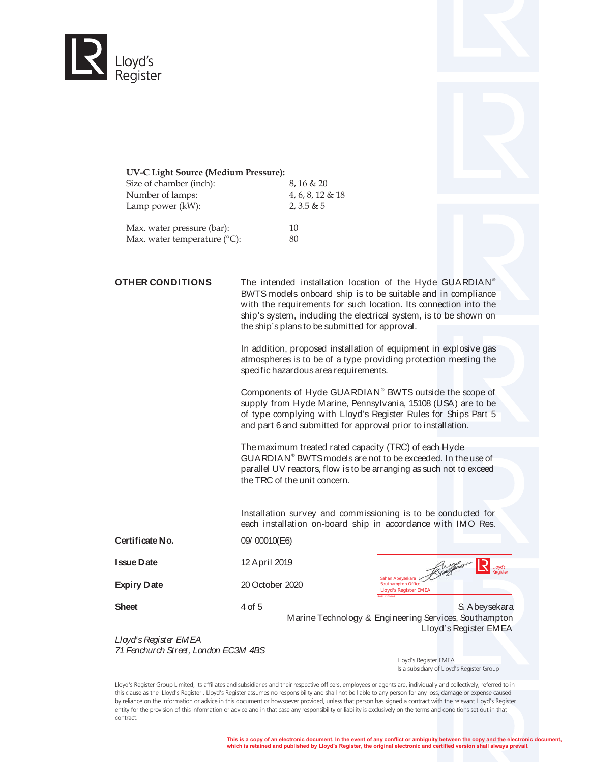**UV-C Light Source (Medium Pressure):**

| | |
|---|---|
| Size of chamber (inch): | 8, 16 & 20 |
| Number of lamps: | 4, 6, 8, 12 & 18 |
| Lamp power (kW): | 2, 3.5 & 5 |
| | |
| Max. water pressure (bar): | 10 |
| Max. water temperature (°C): | 80 |

**OTHER CONDITIONS**

The intended installation location of the Hyde GUARDIAN® BWTS models onboard ship is to be suitable and in compliance with the requirements for such location. Its connection into the ship's system, including the electrical system, is to be shown on the ship's plans to be submitted for approval.

In addition, proposed installation of equipment in explosive gas atmospheres is to be of a type providing protection meeting the specific hazardous area requirements.

Components of Hyde GUARDIAN® BWTS outside the scope of supply from Hyde Marine, Pennsylvania, 15108 (USA) are to be of type complying with Lloyd's Register Rules for Ships Part 5 and part 6 and submitted for approval prior to installation.

The maximum treated rated capacity (TRC) of each Hyde GUARDIAN® BWTS models are not to be exceeded. In the use of parallel UV reactors, flow is to be arranging as such not to exceed the TRC of the unit concern.

Installation survey and commissioning is to be conducted for each installation on-board ship in accordance with IMO Res.

**Certificate No.** 09/ 00010(E6)

**Issue Date** 12 April 2019

**Expiry Date** 20 October 2020

**Sheet** 4 of 5

Sahan Abeysekara
Southampton Office
Lloyd's Register EMEA

S. Abeysekara
Marine Technology & Engineering Services, Southampton
Lloyd's Register EMEA

*Lloyd's Register EMEA*
*71 Fenchurch Street, London EC3M 4BS*

Lloyd's Register EMEA
Is a subsidiary of Lloyd's Register Group

Lloyd's Register Group Limited, its affiliates and subsidiaries and their respective officers, employees or agents are, individually and collectively, referred to in this clause as the 'Lloyd's Register'. Lloyd's Register assumes no responsibility and shall not be liable to any person for any loss, damage or expense caused by reliance on the information or advice in this document or howsoever provided, unless that person has signed a contract with the relevant Lloyd's Register entity for the provision of this information or advice and in that case any responsibility or liability is exclusively on the terms and conditions set out in that contract.

**This is a copy of an electronic document. In the event of any conflict or ambiguity between the copy and the electronic document, which is retained and published by Lloyd's Register, the original electronic and certified version shall always prevail.**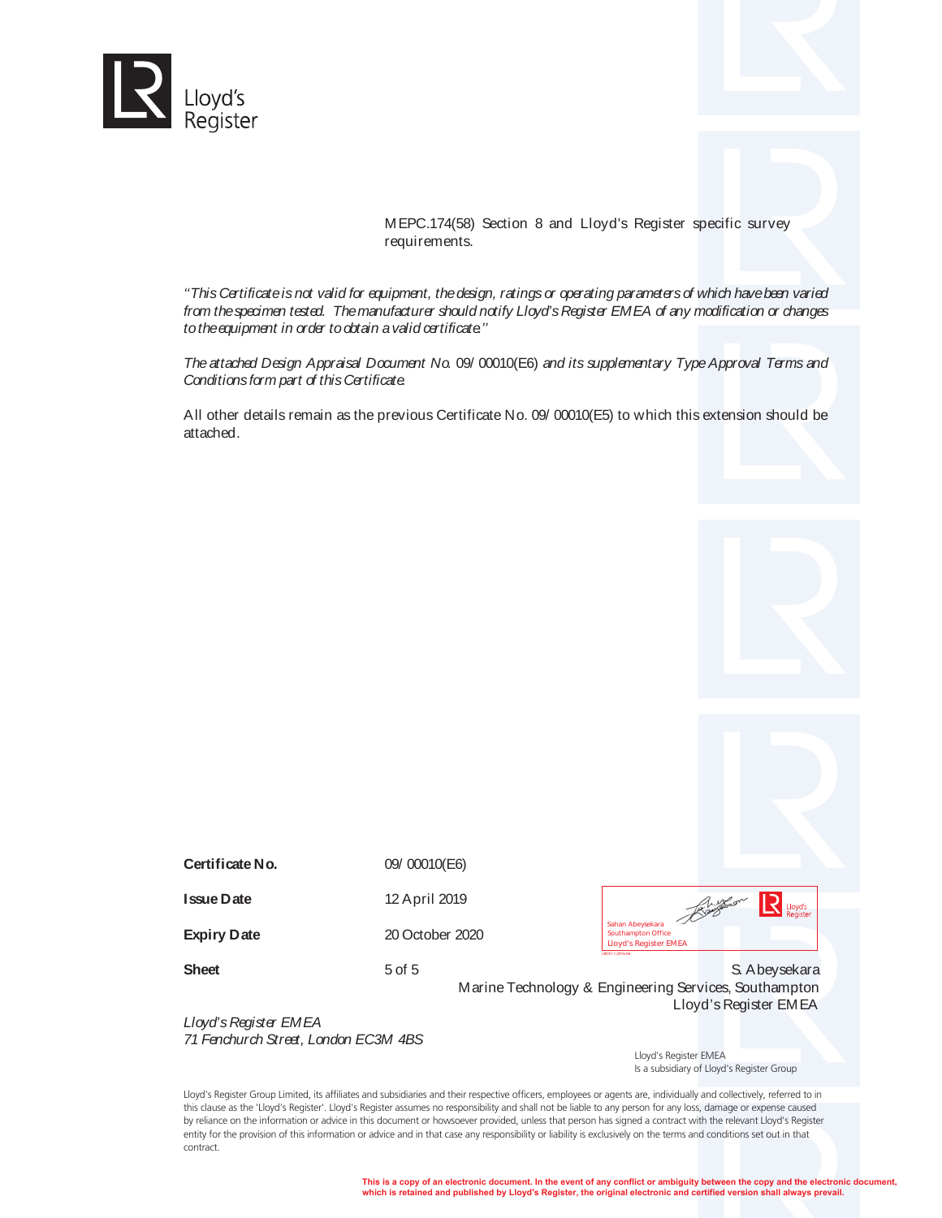Lloyd's Register

MEPC.174(58) Section 8 and Lloyd's Register specific survey requirements.

*"This Certificate is not valid for equipment, the design, ratings or operating parameters of which have been varied from the specimen tested. The manufacturer should notify Lloyd's Register EMEA of any modification or changes to the equipment in order to obtain a valid certificate."*

*The attached Design Appraisal Document No.* 09/00010(E6) *and its supplementary Type Approval Terms and Conditions form part of this Certificate.*

All other details remain as the previous Certificate No. 09/00010(E5) to which this extension should be attached.

| | |
|---|---|
| **Certificate No.** | 09/00010(E6) |
| **Issue Date** | 12 April 2019 |
| **Expiry Date** | 20 October 2020 |
| **Sheet** | 5 of 5 |

Sahan Abeysekara
Southampton Office
Lloyd's Register EMEA

S. Abeysekara
Marine Technology & Engineering Services, Southampton
Lloyd's Register EMEA

*Lloyd's Register EMEA*
*71 Fenchurch Street, London EC3M 4BS*

Lloyd's Register EMEA
Is a subsidiary of Lloyd's Register Group

Lloyd's Register Group Limited, its affiliates and subsidiaries and their respective officers, employees or agents are, individually and collectively, referred to in this clause as the 'Lloyd's Register'. Lloyd's Register assumes no responsibility and shall not be liable to any person for any loss, damage or expense caused by reliance on the information or advice in this document or howsoever provided, unless that person has signed a contract with the relevant Lloyd's Register entity for the provision of this information or advice and in that case any responsibility or liability is exclusively on the terms and conditions set out in that contract.

**This is a copy of an electronic document. In the event of any conflict or ambiguity between the copy and the electronic document, which is retained and published by Lloyd's Register, the original electronic and certified version shall always prevail.**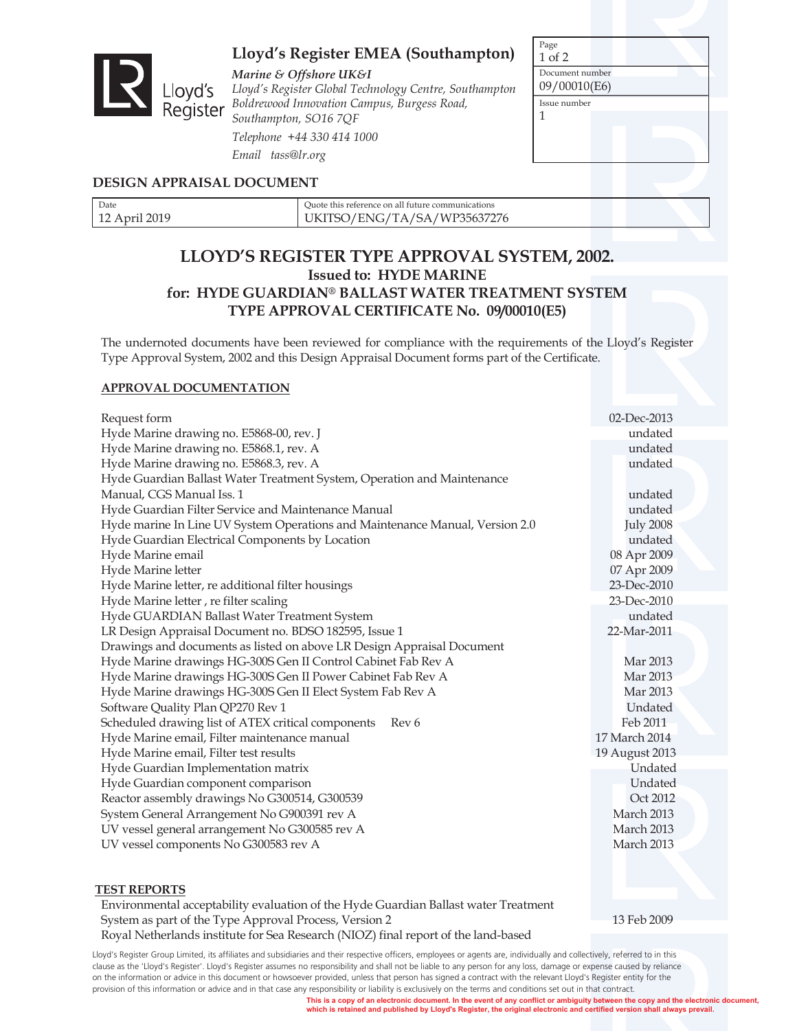# Lloyd's Register EMEA (Southampton)

*Marine & Offshore UK&I*
*Lloyd's Register Global Technology Centre, Southampton*
*Boldrewood Innovation Campus, Burgess Road,*
*Southampton, SO16 7QF*
*Telephone +44 330 414 1000*
*Email tass@lr.org*

| Document number | Issue number |
|---|---|
| 09/00010(E6) | 1 |

## DESIGN APPRAISAL DOCUMENT

| Date | Quote this reference on all future communications |
|---|---|
| 12 April 2019 | UKITSO/ENG/TA/SA/WP35637276 |

## LLOYD'S REGISTER TYPE APPROVAL SYSTEM, 2002.
### Issued to: HYDE MARINE
### for: HYDE GUARDIAN® BALLAST WATER TREATMENT SYSTEM
### TYPE APPROVAL CERTIFICATE No. 09/00010(E5)

The undernoted documents have been reviewed for compliance with the requirements of the Lloyd's Register Type Approval System, 2002 and this Design Appraisal Document forms part of the Certificate.

**APPROVAL DOCUMENTATION**

| Document | Date |
|---|---|
| Request form | 02-Dec-2013 |
| Hyde Marine drawing no. E5868-00, rev. J | undated |
| Hyde Marine drawing no. E5868.1, rev. A | undated |
| Hyde Marine drawing no. E5868.3, rev. A | undated |
| Hyde Guardian Ballast Water Treatment System, Operation and Maintenance Manual, CGS Manual Iss. 1 | undated |
| Hyde Guardian Filter Service and Maintenance Manual | undated |
| Hyde marine In Line UV System Operations and Maintenance Manual, Version 2.0 | July 2008 |
| Hyde Guardian Electrical Components by Location | undated |
| Hyde Marine email | 08 Apr 2009 |
| Hyde Marine letter | 07 Apr 2009 |
| Hyde Marine letter, re additional filter housings | 23-Dec-2010 |
| Hyde Marine letter , re filter scaling | 23-Dec-2010 |
| Hyde GUARDIAN Ballast Water Treatment System | undated |
| LR Design Appraisal Document no. BDSO 182595, Issue 1 | 22-Mar-2011 |
| Drawings and documents as listed on above LR Design Appraisal Document | |
| Hyde Marine drawings HG-300S Gen II Control Cabinet Fab Rev A | Mar 2013 |
| Hyde Marine drawings HG-300S Gen II Power Cabinet Fab Rev A | Mar 2013 |
| Hyde Marine drawings HG-300S Gen II Elect System Fab Rev A | Mar 2013 |
| Software Quality Plan QP270 Rev 1 | Undated |
| Scheduled drawing list of ATEX critical components Rev 6 | Feb 2011 |
| Hyde Marine email, Filter maintenance manual | 17 March 2014 |
| Hyde Marine email, Filter test results | 19 August 2013 |
| Hyde Guardian Implementation matrix | Undated |
| Hyde Guardian component comparison | Undated |
| Reactor assembly drawings No G300514, G300539 | Oct 2012 |
| System General Arrangement No G900391 rev A | March 2013 |
| UV vessel general arrangement No G300585 rev A | March 2013 |
| UV vessel components No G300583 rev A | March 2013 |

**TEST REPORTS**

| Document | Date |
|---|---|
| Environmental acceptability evaluation of the Hyde Guardian Ballast water Treatment System as part of the Type Approval Process, Version 2 | 13 Feb 2009 |
| Royal Netherlands institute for Sea Research (NIOZ) final report of the land-based | |

Lloyd's Register Group Limited, its affiliates and subsidiaries and their respective officers, employees or agents are, individually and collectively, referred to in this clause as the 'Lloyd's Register'. Lloyd's Register assumes no responsibility and shall not be liable to any person for any loss, damage or expense caused by reliance on the information or advice in this document or howsoever provided, unless that person has signed a contract with the relevant Lloyd's Register entity for the provision of this information or advice and in that case any responsibility or liability is exclusively on the terms and conditions set out in that contract.

**This is a copy of an electronic document. In the event of any conflict or ambiguity between the copy and the electronic document, which is retained and published by Lloyd's Register, the original electronic and certified version shall always prevail.**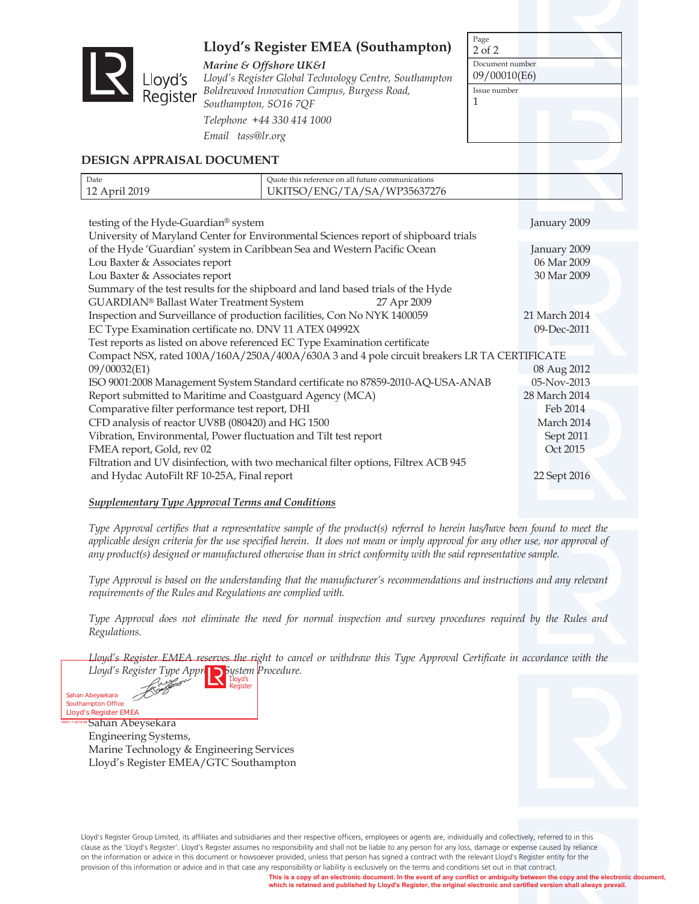# Lloyd's Register EMEA (Southampton)

*Marine & Offshore UK&I*
*Lloyd's Register Global Technology Centre, Southampton*
*Boldrewood Innovation Campus, Burgess Road,*
*Southampton, SO16 7QF*
*Telephone +44 330 414 1000*
*Email tass@lr.org*

| Page | Document number | Issue number |
|---|---|---|
| 2 of 2 | 09/00010(E6) | 1 |

## DESIGN APPRAISAL DOCUMENT

| Date | Quote this reference on all future communications |
|---|---|
| 12 April 2019 | UKITSO/ENG/TA/SA/WP35637276 |

| | |
|---|---|
| testing of the Hyde-Guardian® system | January 2009 |
| University of Maryland Center for Environmental Sciences report of shipboard trials of the Hyde 'Guardian' system in Caribbean Sea and Western Pacific Ocean | January 2009 |
| Lou Baxter & Associates report | 06 Mar 2009 |
| Lou Baxter & Associates report | 30 Mar 2009 |
| Summary of the test results for the shipboard and land based trials of the Hyde GUARDIAN® Ballast Water Treatment System | 27 Apr 2009 |
| Inspection and Surveillance of production facilities, Con No NYK 1400059 | 21 March 2014 |
| EC Type Examination certificate no. DNV 11 ATEX 04992X | 09-Dec-2011 |
| Test reports as listed on above referenced EC Type Examination certificate | |
| Compact NSX, rated 100A/160A/250A/400A/630A 3 and 4 pole circuit breakers LR TA CERTIFICATE 09/00032(E1) | 08 Aug 2012 |
| ISO 9001:2008 Management System Standard certificate no 87859-2010-AQ-USA-ANAB | 05-Nov-2013 |
| Report submitted to Maritime and Coastguard Agency (MCA) | 28 March 2014 |
| Comparative filter performance test report, DHI | Feb 2014 |
| CFD analysis of reactor UV8B (080420) and HG 1500 | March 2014 |
| Vibration, Environmental, Power fluctuation and Tilt test report | Sept 2011 |
| FMEA report, Gold, rev 02 | Oct 2015 |
| Filtration and UV disinfection, with two mechanical filter options, Filtrex ACB 945 and Hydac AutoFilt RF 10-25A, Final report | 22 Sept 2016 |

***Supplementary Type Approval Terms and Conditions***

*Type Approval certifies that a representative sample of the product(s) referred to herein has/have been found to meet the applicable design criteria for the use specified herein. It does not mean or imply approval for any other use, nor approval of any product(s) designed or manufactured otherwise than in strict conformity with the said representative sample.*

*Type Approval is based on the understanding that the manufacturer's recommendations and instructions and any relevant requirements of the Rules and Regulations are complied with.*

*Type Approval does not eliminate the need for normal inspection and survey procedures required by the Rules and Regulations.*

*Lloyd's Register EMEA reserves the right to cancel or withdraw this Type Approval Certificate in accordance with the Lloyd's Register Type Approval System Procedure.*

Sahan Abeysekara
Southampton Office
Lloyd's Register EMEA

Sahan Abeysekara
Engineering Systems,
Marine Technology & Engineering Services
Lloyd's Register EMEA/GTC Southampton

Lloyd's Register Group Limited, its affiliates and subsidiaries and their respective officers, employees or agents are, individually and collectively, referred to in this clause as the 'Lloyd's Register'. Lloyd's Register assumes no responsibility and shall not be liable to any person for any loss, damage or expense caused by reliance on the information or advice in this document or howsoever provided, unless that person has signed a contract with the relevant Lloyd's Register entity for the provision of this information or advice and in that case any responsibility or liability is exclusively on the terms and conditions set out in that contract.

**This is a copy of an electronic document. In the event of any conflict or ambiguity between the copy and the electronic document, which is retained and published by Lloyd's Register, the original electronic and certified version shall always prevail.**